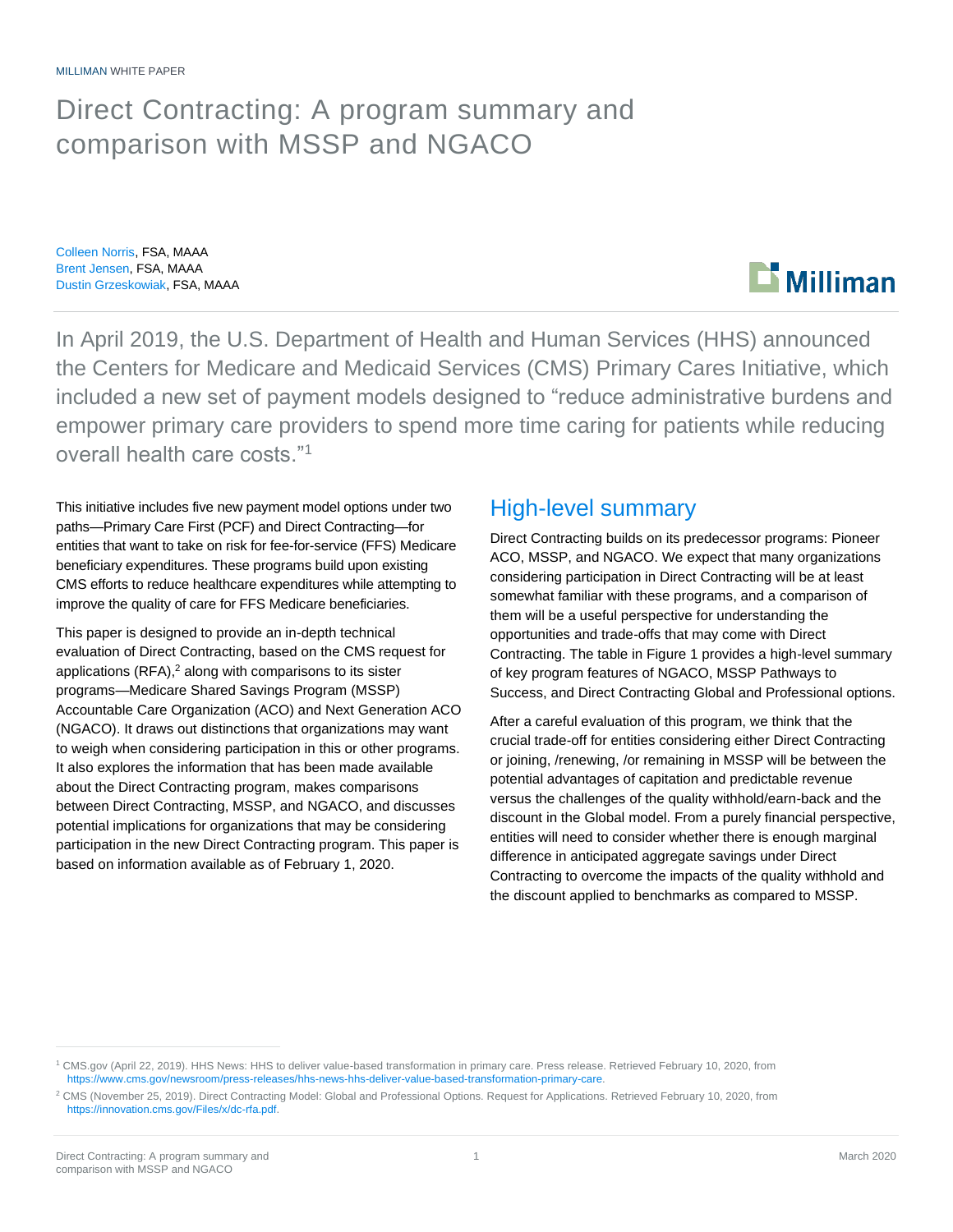MILLIMAN WHITE PAPER

# Direct Contracting: A program summary and comparison with MSSP and NGACO

Colleen Norris, FSA, MAAA
Brent Jensen, FSA, MAAA
Dustin Grzeskowiak, FSA, MAAA

In April 2019, the U.S. Department of Health and Human Services (HHS) announced the Centers for Medicare and Medicaid Services (CMS) Primary Cares Initiative, which included a new set of payment models designed to "reduce administrative burdens and empower primary care providers to spend more time caring for patients while reducing overall health care costs."[1]

This initiative includes five new payment model options under two paths—Primary Care First (PCF) and Direct Contracting—for entities that want to take on risk for fee-for-service (FFS) Medicare beneficiary expenditures. These programs build upon existing CMS efforts to reduce healthcare expenditures while attempting to improve the quality of care for FFS Medicare beneficiaries.

This paper is designed to provide an in-depth technical evaluation of Direct Contracting, based on the CMS request for applications (RFA),[2] along with comparisons to its sister programs—Medicare Shared Savings Program (MSSP) Accountable Care Organization (ACO) and Next Generation ACO (NGACO). It draws out distinctions that organizations may want to weigh when considering participation in this or other programs. It also explores the information that has been made available about the Direct Contracting program, makes comparisons between Direct Contracting, MSSP, and NGACO, and discusses potential implications for organizations that may be considering participation in the new Direct Contracting program. This paper is based on information available as of February 1, 2020.

## High-level summary

Direct Contracting builds on its predecessor programs: Pioneer ACO, MSSP, and NGACO. We expect that many organizations considering participation in Direct Contracting will be at least somewhat familiar with these programs, and a comparison of them will be a useful perspective for understanding the opportunities and trade-offs that may come with Direct Contracting. The table in Figure 1 provides a high-level summary of key program features of NGACO, MSSP Pathways to Success, and Direct Contracting Global and Professional options.

After a careful evaluation of this program, we think that the crucial trade-off for entities considering either Direct Contracting or joining, /renewing, /or remaining in MSSP will be between the potential advantages of capitation and predictable revenue versus the challenges of the quality withhold/earn-back and the discount in the Global model. From a purely financial perspective, entities will need to consider whether there is enough marginal difference in anticipated aggregate savings under Direct Contracting to overcome the impacts of the quality withhold and the discount applied to benchmarks as compared to MSSP.

[1] CMS.gov (April 22, 2019). HHS News: HHS to deliver value-based transformation in primary care. Press release. Retrieved February 10, 2020, from https://www.cms.gov/newsroom/press-releases/hhs-news-hhs-deliver-value-based-transformation-primary-care.

[2] CMS (November 25, 2019). Direct Contracting Model: Global and Professional Options. Request for Applications. Retrieved February 10, 2020, from https://innovation.cms.gov/Files/x/dc-rfa.pdf.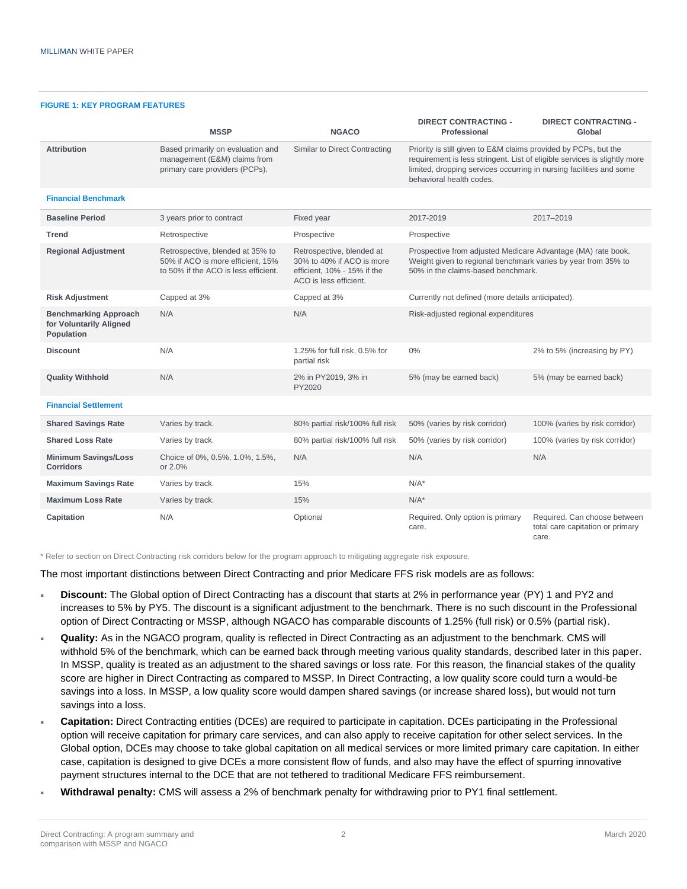**FIGURE 1: KEY PROGRAM FEATURES**

| | MSSP | NGACO | DIRECT CONTRACTING - Professional | DIRECT CONTRACTING - Global |
|---|---|---|---|---|
| **Attribution** | Based primarily on evaluation and management (E&M) claims from primary care providers (PCPs). | Similar to Direct Contracting | Priority is still given to E&M claims provided by PCPs, but the requirement is less stringent. List of eligible services is slightly more limited, dropping services occurring in nursing facilities and some behavioral health codes. | |
| **Financial Benchmark** | | | | |
| **Baseline Period** | 3 years prior to contract | Fixed year | 2017-2019 | 2017–2019 |
| **Trend** | Retrospective | Prospective | Prospective | |
| **Regional Adjustment** | Retrospective, blended at 35% to 50% if ACO is more efficient, 15% to 50% if the ACO is less efficient. | Retrospective, blended at 30% to 40% if ACO is more efficient, 10% - 15% if the ACO is less efficient. | Prospective from adjusted Medicare Advantage (MA) rate book. Weight given to regional benchmark varies by year from 35% to 50% in the claims-based benchmark. | |
| **Risk Adjustment** | Capped at 3% | Capped at 3% | Currently not defined (more details anticipated). | |
| **Benchmarking Approach for Voluntarily Aligned Population** | N/A | N/A | Risk-adjusted regional expenditures | |
| **Discount** | N/A | 1.25% for full risk, 0.5% for partial risk | 0% | 2% to 5% (increasing by PY) |
| **Quality Withhold** | N/A | 2% in PY2019, 3% in PY2020 | 5% (may be earned back) | 5% (may be earned back) |
| **Financial Settlement** | | | | |
| **Shared Savings Rate** | Varies by track. | 80% partial risk/100% full risk | 50% (varies by risk corridor) | 100% (varies by risk corridor) |
| **Shared Loss Rate** | Varies by track. | 80% partial risk/100% full risk | 50% (varies by risk corridor) | 100% (varies by risk corridor) |
| **Minimum Savings/Loss Corridors** | Choice of 0%, 0.5%, 1.0%, 1.5%, or 2.0% | N/A | N/A | N/A |
| **Maximum Savings Rate** | Varies by track. | 15% | N/A* | |
| **Maximum Loss Rate** | Varies by track. | 15% | N/A* | |
| **Capitation** | N/A | Optional | Required. Only option is primary care. | Required. Can choose between total care capitation or primary care. |

\* Refer to section on Direct Contracting risk corridors below for the program approach to mitigating aggregate risk exposure.

The most important distinctions between Direct Contracting and prior Medicare FFS risk models are as follows:

- **Discount:** The Global option of Direct Contracting has a discount that starts at 2% in performance year (PY) 1 and PY2 and increases to 5% by PY5. The discount is a significant adjustment to the benchmark. There is no such discount in the Professional option of Direct Contracting or MSSP, although NGACO has comparable discounts of 1.25% (full risk) or 0.5% (partial risk).
- **Quality:** As in the NGACO program, quality is reflected in Direct Contracting as an adjustment to the benchmark. CMS will withhold 5% of the benchmark, which can be earned back through meeting various quality standards, described later in this paper. In MSSP, quality is treated as an adjustment to the shared savings or loss rate. For this reason, the financial stakes of the quality score are higher in Direct Contracting as compared to MSSP. In Direct Contracting, a low quality score could turn a would-be savings into a loss. In MSSP, a low quality score would dampen shared savings (or increase shared loss), but would not turn savings into a loss.
- **Capitation:** Direct Contracting entities (DCEs) are required to participate in capitation. DCEs participating in the Professional option will receive capitation for primary care services, and can also apply to receive capitation for other select services. In the Global option, DCEs may choose to take global capitation on all medical services or more limited primary care capitation. In either case, capitation is designed to give DCEs a more consistent flow of funds, and also may have the effect of spurring innovative payment structures internal to the DCE that are not tethered to traditional Medicare FFS reimbursement.
- **Withdrawal penalty:** CMS will assess a 2% of benchmark penalty for withdrawing prior to PY1 final settlement.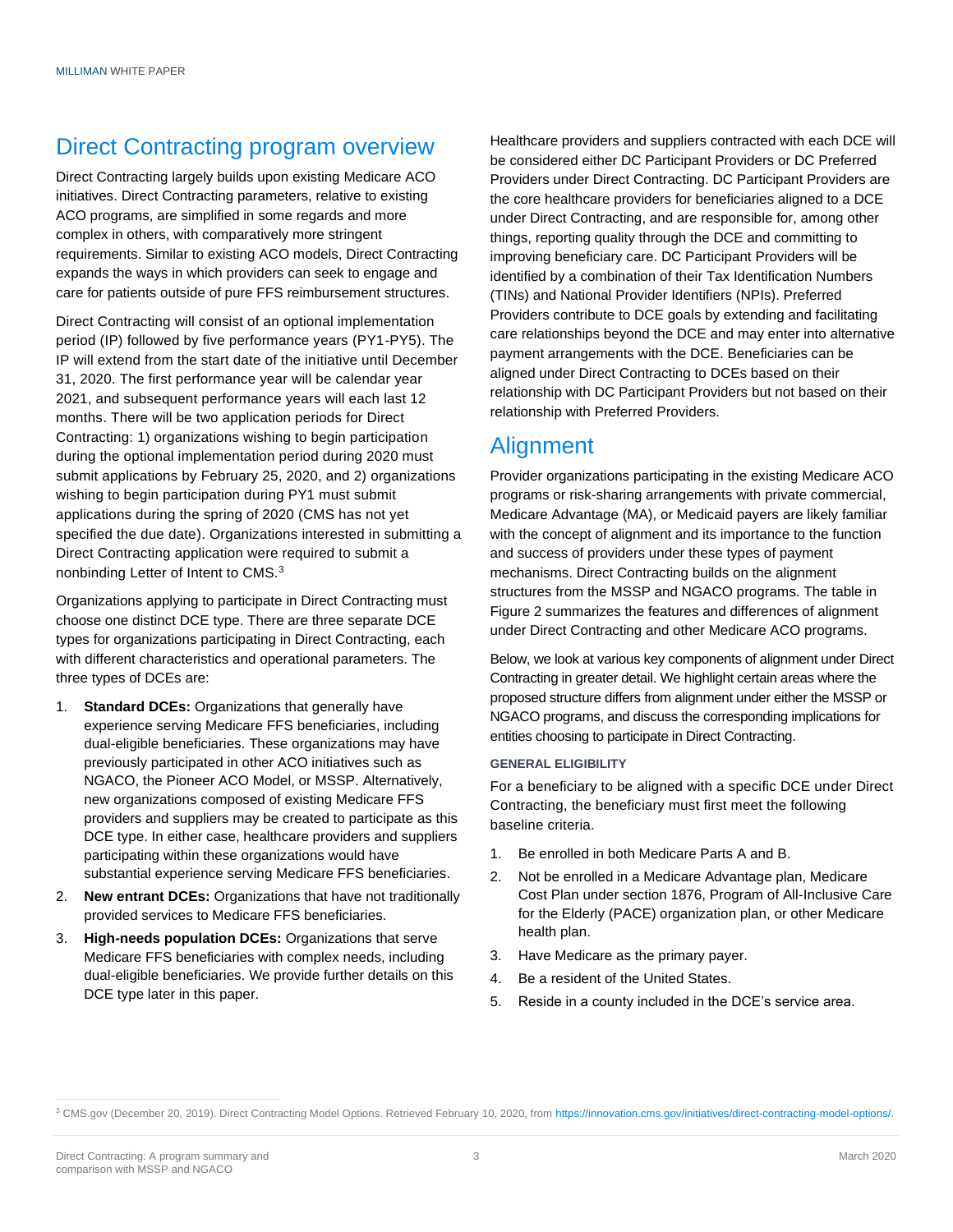## Direct Contracting program overview

Direct Contracting largely builds upon existing Medicare ACO initiatives. Direct Contracting parameters, relative to existing ACO programs, are simplified in some regards and more complex in others, with comparatively more stringent requirements. Similar to existing ACO models, Direct Contracting expands the ways in which providers can seek to engage and care for patients outside of pure FFS reimbursement structures.

Direct Contracting will consist of an optional implementation period (IP) followed by five performance years (PY1-PY5). The IP will extend from the start date of the initiative until December 31, 2020. The first performance year will be calendar year 2021, and subsequent performance years will each last 12 months. There will be two application periods for Direct Contracting: 1) organizations wishing to begin participation during the optional implementation period during 2020 must submit applications by February 25, 2020, and 2) organizations wishing to begin participation during PY1 must submit applications during the spring of 2020 (CMS has not yet specified the due date). Organizations interested in submitting a Direct Contracting application were required to submit a nonbinding Letter of Intent to CMS.[3]

Organizations applying to participate in Direct Contracting must choose one distinct DCE type. There are three separate DCE types for organizations participating in Direct Contracting, each with different characteristics and operational parameters. The three types of DCEs are:

1. **Standard DCEs:** Organizations that generally have experience serving Medicare FFS beneficiaries, including dual-eligible beneficiaries. These organizations may have previously participated in other ACO initiatives such as NGACO, the Pioneer ACO Model, or MSSP. Alternatively, new organizations composed of existing Medicare FFS providers and suppliers may be created to participate as this DCE type. In either case, healthcare providers and suppliers participating within these organizations would have substantial experience serving Medicare FFS beneficiaries.
2. **New entrant DCEs:** Organizations that have not traditionally provided services to Medicare FFS beneficiaries.
3. **High-needs population DCEs:** Organizations that serve Medicare FFS beneficiaries with complex needs, including dual-eligible beneficiaries. We provide further details on this DCE type later in this paper.

Healthcare providers and suppliers contracted with each DCE will be considered either DC Participant Providers or DC Preferred Providers under Direct Contracting. DC Participant Providers are the core healthcare providers for beneficiaries aligned to a DCE under Direct Contracting, and are responsible for, among other things, reporting quality through the DCE and committing to improving beneficiary care. DC Participant Providers will be identified by a combination of their Tax Identification Numbers (TINs) and National Provider Identifiers (NPIs). Preferred Providers contribute to DCE goals by extending and facilitating care relationships beyond the DCE and may enter into alternative payment arrangements with the DCE. Beneficiaries can be aligned under Direct Contracting to DCEs based on their relationship with DC Participant Providers but not based on their relationship with Preferred Providers.

## Alignment

Provider organizations participating in the existing Medicare ACO programs or risk-sharing arrangements with private commercial, Medicare Advantage (MA), or Medicaid payers are likely familiar with the concept of alignment and its importance to the function and success of providers under these types of payment mechanisms. Direct Contracting builds on the alignment structures from the MSSP and NGACO programs. The table in Figure 2 summarizes the features and differences of alignment under Direct Contracting and other Medicare ACO programs.

Below, we look at various key components of alignment under Direct Contracting in greater detail. We highlight certain areas where the proposed structure differs from alignment under either the MSSP or NGACO programs, and discuss the corresponding implications for entities choosing to participate in Direct Contracting.

#### GENERAL ELIGIBILITY

For a beneficiary to be aligned with a specific DCE under Direct Contracting, the beneficiary must first meet the following baseline criteria.

1. Be enrolled in both Medicare Parts A and B.
2. Not be enrolled in a Medicare Advantage plan, Medicare Cost Plan under section 1876, Program of All-Inclusive Care for the Elderly (PACE) organization plan, or other Medicare health plan.
3. Have Medicare as the primary payer.
4. Be a resident of the United States.
5. Reside in a county included in the DCE's service area.

[3] CMS.gov (December 20, 2019). Direct Contracting Model Options. Retrieved February 10, 2020, from https://innovation.cms.gov/initiatives/direct-contracting-model-options/.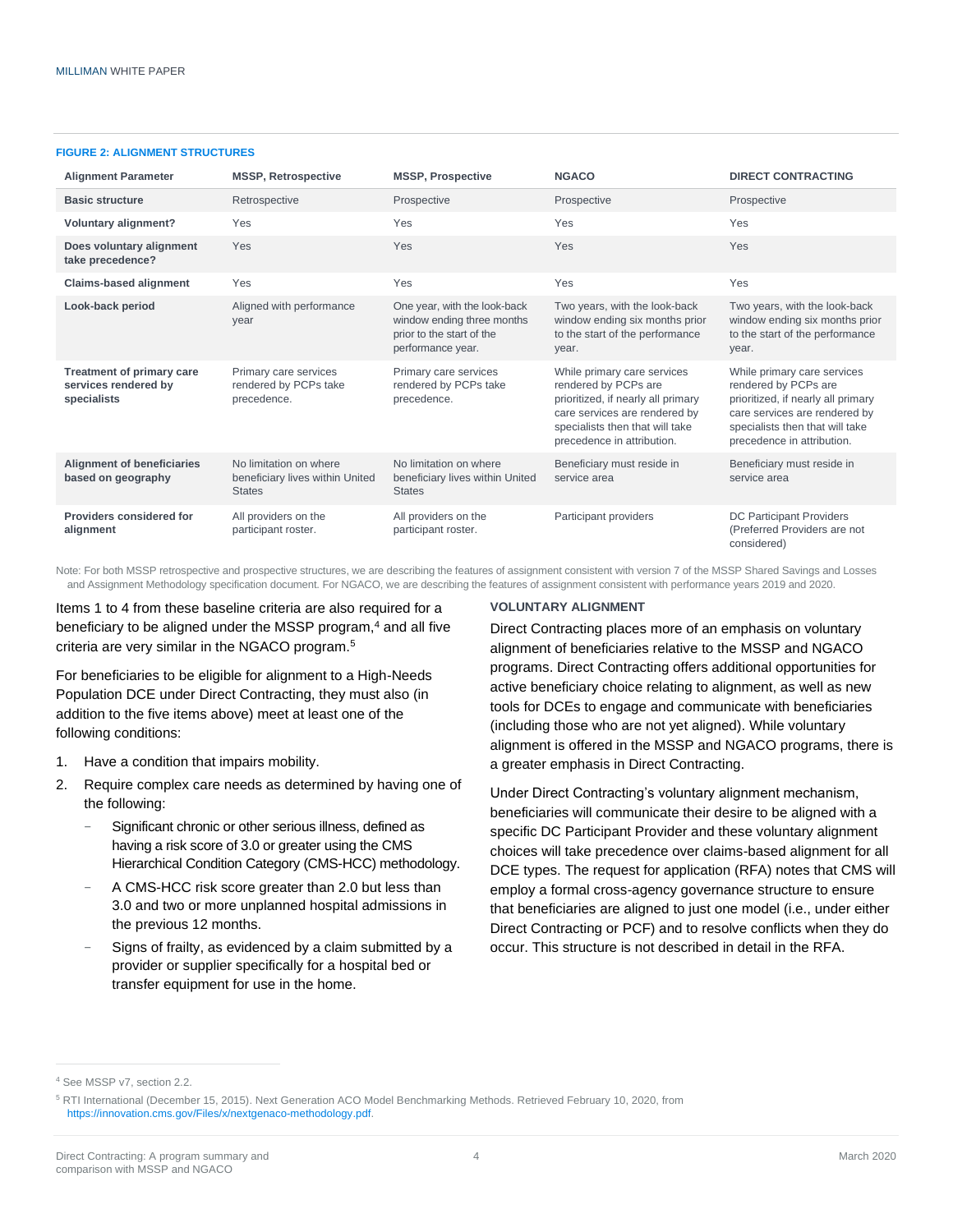**FIGURE 2: ALIGNMENT STRUCTURES**

| Alignment Parameter | MSSP, Retrospective | MSSP, Prospective | NGACO | DIRECT CONTRACTING |
|---|---|---|---|---|
| **Basic structure** | Retrospective | Prospective | Prospective | Prospective |
| **Voluntary alignment?** | Yes | Yes | Yes | Yes |
| **Does voluntary alignment take precedence?** | Yes | Yes | Yes | Yes |
| **Claims-based alignment** | Yes | Yes | Yes | Yes |
| **Look-back period** | Aligned with performance year | One year, with the look-back window ending three months prior to the start of the performance year. | Two years, with the look-back window ending six months prior to the start of the performance year. | Two years, with the look-back window ending six months prior to the start of the performance year. |
| **Treatment of primary care services rendered by specialists** | Primary care services rendered by PCPs take precedence. | Primary care services rendered by PCPs take precedence. | While primary care services rendered by PCPs are prioritized, if nearly all primary care services are rendered by specialists then that will take precedence in attribution. | While primary care services rendered by PCPs are prioritized, if nearly all primary care services are rendered by specialists then that will take precedence in attribution. |
| **Alignment of beneficiaries based on geography** | No limitation on where beneficiary lives within United States | No limitation on where beneficiary lives within United States | Beneficiary must reside in service area | Beneficiary must reside in service area |
| **Providers considered for alignment** | All providers on the participant roster. | All providers on the participant roster. | Participant providers | DC Participant Providers (Preferred Providers are not considered) |

Note: For both MSSP retrospective and prospective structures, we are describing the features of assignment consistent with version 7 of the MSSP Shared Savings and Losses and Assignment Methodology specification document. For NGACO, we are describing the features of assignment consistent with performance years 2019 and 2020.

Items 1 to 4 from these baseline criteria are also required for a beneficiary to be aligned under the MSSP program,[4] and all five criteria are very similar in the NGACO program.[5]

For beneficiaries to be eligible for alignment to a High-Needs Population DCE under Direct Contracting, they must also (in addition to the five items above) meet at least one of the following conditions:

1. Have a condition that impairs mobility.
2. Require complex care needs as determined by having one of the following:
   - Significant chronic or other serious illness, defined as having a risk score of 3.0 or greater using the CMS Hierarchical Condition Category (CMS-HCC) methodology.
   - A CMS-HCC risk score greater than 2.0 but less than 3.0 and two or more unplanned hospital admissions in the previous 12 months.
   - Signs of frailty, as evidenced by a claim submitted by a provider or supplier specifically for a hospital bed or transfer equipment for use in the home.

### VOLUNTARY ALIGNMENT

Direct Contracting places more of an emphasis on voluntary alignment of beneficiaries relative to the MSSP and NGACO programs. Direct Contracting offers additional opportunities for active beneficiary choice relating to alignment, as well as new tools for DCEs to engage and communicate with beneficiaries (including those who are not yet aligned). While voluntary alignment is offered in the MSSP and NGACO programs, there is a greater emphasis in Direct Contracting.

Under Direct Contracting's voluntary alignment mechanism, beneficiaries will communicate their desire to be aligned with a specific DC Participant Provider and these voluntary alignment choices will take precedence over claims-based alignment for all DCE types. The request for application (RFA) notes that CMS will employ a formal cross-agency governance structure to ensure that beneficiaries are aligned to just one model (i.e., under either Direct Contracting or PCF) and to resolve conflicts when they do occur. This structure is not described in detail in the RFA.

---

[4] See MSSP v7, section 2.2.

[5] RTI International (December 15, 2015). Next Generation ACO Model Benchmarking Methods. Retrieved February 10, 2020, from https://innovation.cms.gov/Files/x/nextgenaco-methodology.pdf.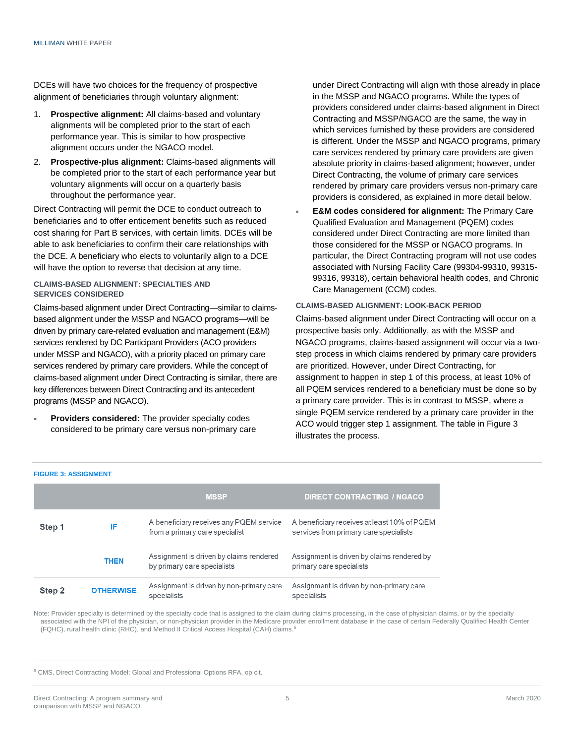DCEs will have two choices for the frequency of prospective alignment of beneficiaries through voluntary alignment:

1. **Prospective alignment:** All claims-based and voluntary alignments will be completed prior to the start of each performance year. This is similar to how prospective alignment occurs under the NGACO model.
2. **Prospective-plus alignment:** Claims-based alignments will be completed prior to the start of each performance year but voluntary alignments will occur on a quarterly basis throughout the performance year.

Direct Contracting will permit the DCE to conduct outreach to beneficiaries and to offer enticement benefits such as reduced cost sharing for Part B services, with certain limits. DCEs will be able to ask beneficiaries to confirm their care relationships with the DCE. A beneficiary who elects to voluntarily align to a DCE will have the option to reverse that decision at any time.

#### CLAIMS-BASED ALIGNMENT: SPECIALTIES AND SERVICES CONSIDERED

Claims-based alignment under Direct Contracting—similar to claims-based alignment under the MSSP and NGACO programs—will be driven by primary care-related evaluation and management (E&M) services rendered by DC Participant Providers (ACO providers under MSSP and NGACO), with a priority placed on primary care services rendered by primary care providers. While the concept of claims-based alignment under Direct Contracting is similar, there are key differences between Direct Contracting and its antecedent programs (MSSP and NGACO).

- **Providers considered:** The provider specialty codes considered to be primary care versus non-primary care under Direct Contracting will align with those already in place in the MSSP and NGACO programs. While the types of providers considered under claims-based alignment in Direct Contracting and MSSP/NGACO are the same, the way in which services furnished by these providers are considered is different. Under the MSSP and NGACO programs, primary care services rendered by primary care providers are given absolute priority in claims-based alignment; however, under Direct Contracting, the volume of primary care services rendered by primary care providers versus non-primary care providers is considered, as explained in more detail below.
- **E&M codes considered for alignment:** The Primary Care Qualified Evaluation and Management (PQEM) codes considered under Direct Contracting are more limited than those considered for the MSSP or NGACO programs. In particular, the Direct Contracting program will not use codes associated with Nursing Facility Care (99304-99310, 99315-99316, 99318), certain behavioral health codes, and Chronic Care Management (CCM) codes.

#### CLAIMS-BASED ALIGNMENT: LOOK-BACK PERIOD

Claims-based alignment under Direct Contracting will occur on a prospective basis only. Additionally, as with the MSSP and NGACO programs, claims-based assignment will occur via a two-step process in which claims rendered by primary care providers are prioritized. However, under Direct Contracting, for assignment to happen in step 1 of this process, at least 10% of all PQEM services rendered to a beneficiary must be done so by a primary care provider. This is in contrast to MSSP, where a single PQEM service rendered by a primary care provider in the ACO would trigger step 1 assignment. The table in Figure 3 illustrates the process.

**FIGURE 3: ASSIGNMENT**

| | | MSSP | DIRECT CONTRACTING / NGACO |
|---|---|---|---|
| Step 1 | IF | A beneficiary receives any PQEM service from a primary care specialist | A beneficiary receives at least 10% of PQEM services from primary care specialists |
| | THEN | Assignment is driven by claims rendered by primary care specialists | Assignment is driven by claims rendered by primary care specialists |
| Step 2 | OTHERWISE | Assignment is driven by non-primary care specialists | Assignment is driven by non-primary care specialists |

Note: Provider specialty is determined by the specialty code that is assigned to the claim during claims processing, in the case of physician claims, or by the specialty associated with the NPI of the physician, or non-physician provider in the Medicare provider enrollment database in the case of certain Federally Qualified Health Center (FQHC), rural health clinic (RHC), and Method II Critical Access Hospital (CAH) claims.[6]

[6] CMS, Direct Contracting Model: Global and Professional Options RFA, op cit.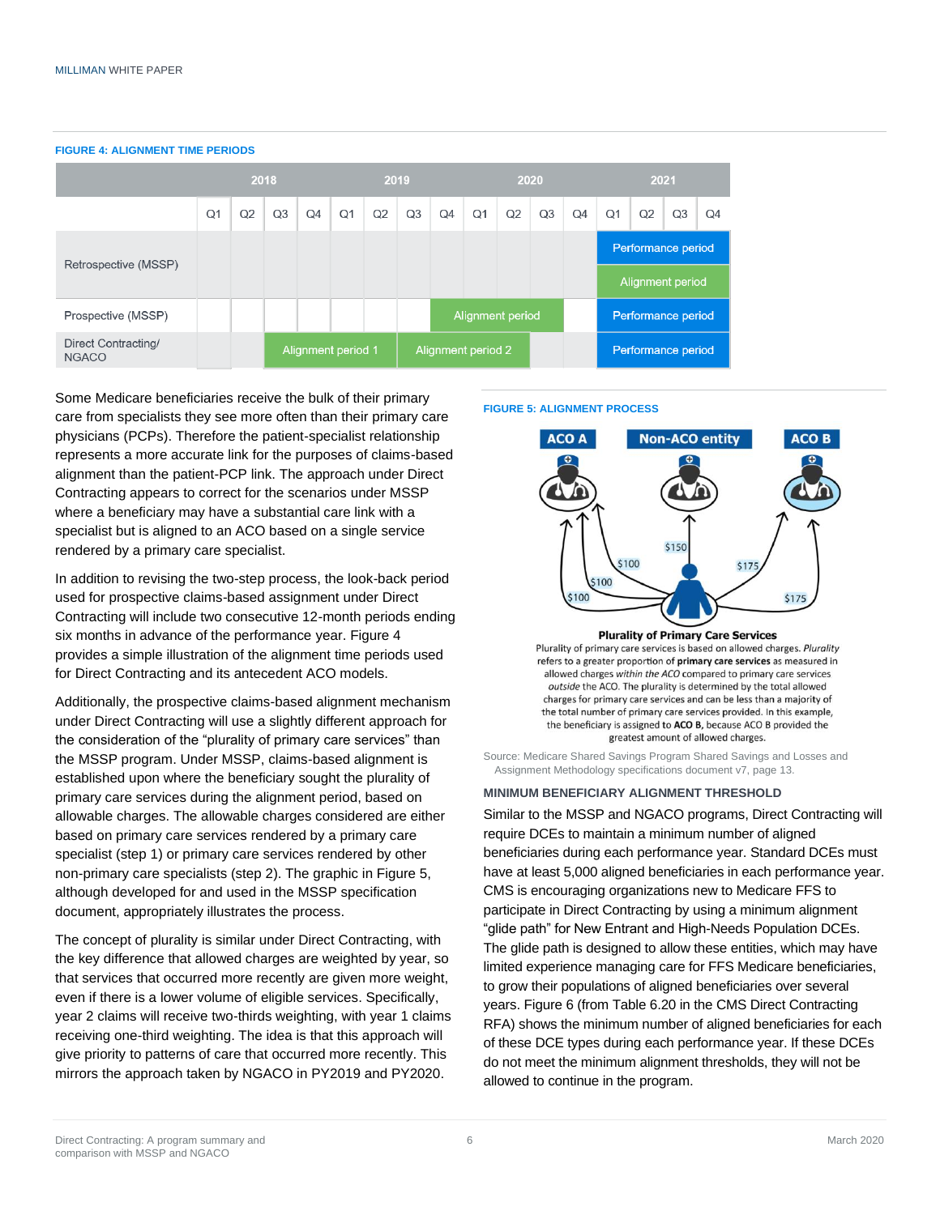**FIGURE 4: ALIGNMENT TIME PERIODS**

| | 2018 | | | | 2019 | | | | 2020 | | | | 2021 | | | |
|---|---|---|---|---|---|---|---|---|---|---|---|---|---|---|---|---|
| | Q1 | Q2 | Q3 | Q4 | Q1 | Q2 | Q3 | Q4 | Q1 | Q2 | Q3 | Q4 | Q1 | Q2 | Q3 | Q4 |
| Retrospective (MSSP) | | | | | | | | | | | | | Performance period | | | |
| | | | | | | | | | | | | | Alignment period | | | |
| Prospective (MSSP) | | | | | | | | Alignment period | | | | | Performance period | | | |
| Direct Contracting/ NGACO | | | Alignment period 1 | | | | Alignment period 2 | | | | | | Performance period | | | |

Some Medicare beneficiaries receive the bulk of their primary care from specialists they see more often than their primary care physicians (PCPs). Therefore the patient-specialist relationship represents a more accurate link for the purposes of claims-based alignment than the patient-PCP link. The approach under Direct Contracting appears to correct for the scenarios under MSSP where a beneficiary may have a substantial care link with a specialist but is aligned to an ACO based on a single service rendered by a primary care specialist.

In addition to revising the two-step process, the look-back period used for prospective claims-based assignment under Direct Contracting will include two consecutive 12-month periods ending six months in advance of the performance year. Figure 4 provides a simple illustration of the alignment time periods used for Direct Contracting and its antecedent ACO models.

Additionally, the prospective claims-based alignment mechanism under Direct Contracting will use a slightly different approach for the consideration of the "plurality of primary care services" than the MSSP program. Under MSSP, claims-based alignment is established upon where the beneficiary sought the plurality of primary care services during the alignment period, based on allowable charges. The allowable charges considered are either based on primary care services rendered by a primary care specialist (step 1) or primary care services rendered by other non-primary care specialists (step 2). The graphic in Figure 5, although developed for and used in the MSSP specification document, appropriately illustrates the process.

The concept of plurality is similar under Direct Contracting, with the key difference that allowed charges are weighted by year, so that services that occurred more recently are given more weight, even if there is a lower volume of eligible services. Specifically, year 2 claims will receive two-thirds weighting, with year 1 claims receiving one-third weighting. The idea is that this approach will give priority to patterns of care that occurred more recently. This mirrors the approach taken by NGACO in PY2019 and PY2020.

**FIGURE 5: ALIGNMENT PROCESS**

ACO A | Non-ACO entity | ACO B

$100 | $100 | $100 | $150 | $175 | $175

**Plurality of Primary Care Services**

Plurality of primary care services is based on allowed charges. *Plurality* refers to a greater proportion of **primary care services** as measured in allowed charges *within the ACO* compared to primary care services *outside* the ACO. The plurality is determined by the total allowed charges for primary care services and can be less than a majority of the total number of primary care services provided. In this example, the beneficiary is assigned to **ACO B**, because ACO B provided the greatest amount of allowed charges.

Source: Medicare Shared Savings Program Shared Savings and Losses and Assignment Methodology specifications document v7, page 13.

### MINIMUM BENEFICIARY ALIGNMENT THRESHOLD

Similar to the MSSP and NGACO programs, Direct Contracting will require DCEs to maintain a minimum number of aligned beneficiaries during each performance year. Standard DCEs must have at least 5,000 aligned beneficiaries in each performance year. CMS is encouraging organizations new to Medicare FFS to participate in Direct Contracting by using a minimum alignment "glide path" for New Entrant and High-Needs Population DCEs. The glide path is designed to allow these entities, which may have limited experience managing care for FFS Medicare beneficiaries, to grow their populations of aligned beneficiaries over several years. Figure 6 (from Table 6.20 in the CMS Direct Contracting RFA) shows the minimum number of aligned beneficiaries for each of these DCE types during each performance year. If these DCEs do not meet the minimum alignment thresholds, they will not be allowed to continue in the program.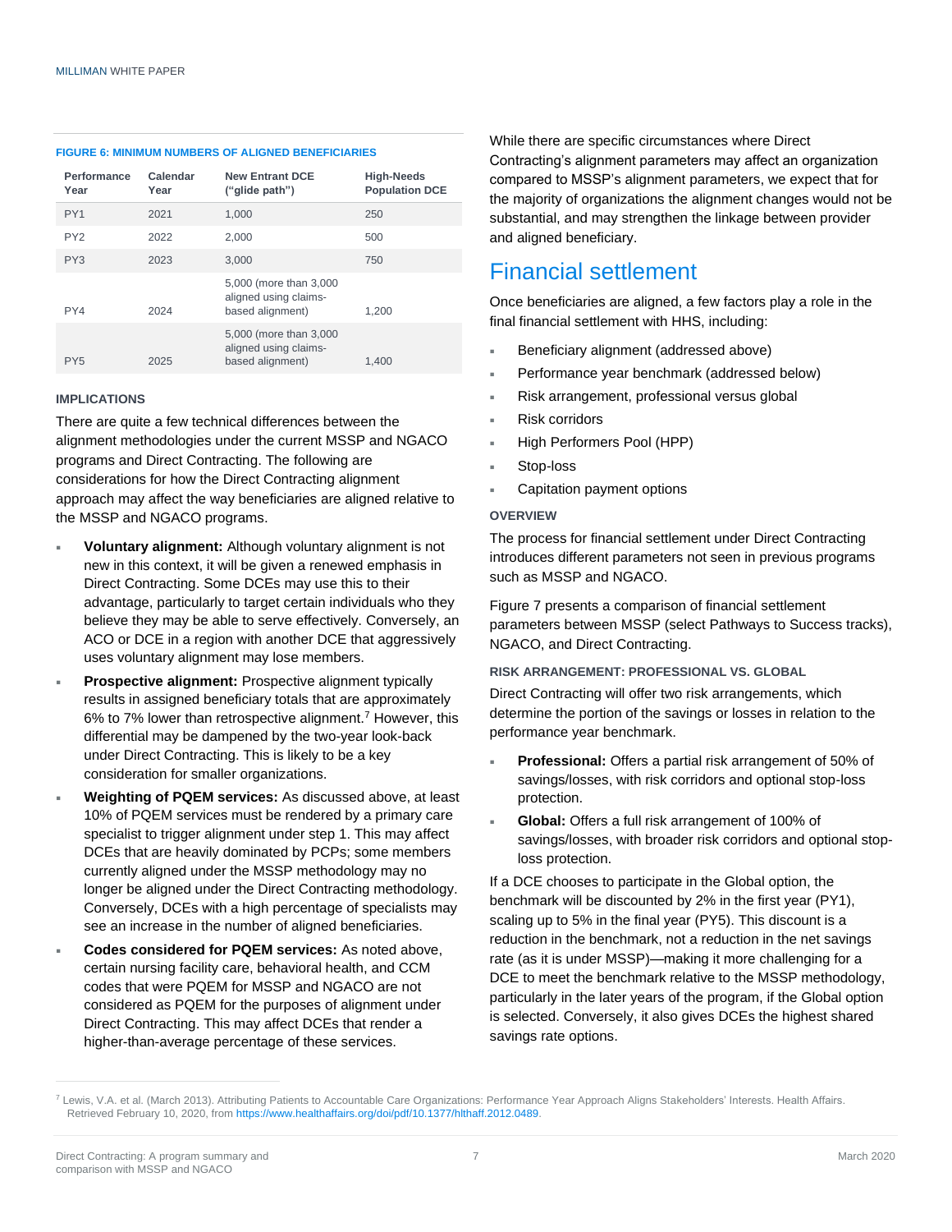**FIGURE 6: MINIMUM NUMBERS OF ALIGNED BENEFICIARIES**

| Performance Year | Calendar Year | New Entrant DCE ("glide path") | High-Needs Population DCE |
|---|---|---|---|
| PY1 | 2021 | 1,000 | 250 |
| PY2 | 2022 | 2,000 | 500 |
| PY3 | 2023 | 3,000 | 750 |
| PY4 | 2024 | 5,000 (more than 3,000 aligned using claims-based alignment) | 1,200 |
| PY5 | 2025 | 5,000 (more than 3,000 aligned using claims-based alignment) | 1,400 |

### IMPLICATIONS

There are quite a few technical differences between the alignment methodologies under the current MSSP and NGACO programs and Direct Contracting. The following are considerations for how the Direct Contracting alignment approach may affect the way beneficiaries are aligned relative to the MSSP and NGACO programs.

- **Voluntary alignment:** Although voluntary alignment is not new in this context, it will be given a renewed emphasis in Direct Contracting. Some DCEs may use this to their advantage, particularly to target certain individuals who they believe they may be able to serve effectively. Conversely, an ACO or DCE in a region with another DCE that aggressively uses voluntary alignment may lose members.
- **Prospective alignment:** Prospective alignment typically results in assigned beneficiary totals that are approximately 6% to 7% lower than retrospective alignment.[7] However, this differential may be dampened by the two-year look-back under Direct Contracting. This is likely to be a key consideration for smaller organizations.
- **Weighting of PQEM services:** As discussed above, at least 10% of PQEM services must be rendered by a primary care specialist to trigger alignment under step 1. This may affect DCEs that are heavily dominated by PCPs; some members currently aligned under the MSSP methodology may no longer be aligned under the Direct Contracting methodology. Conversely, DCEs with a high percentage of specialists may see an increase in the number of aligned beneficiaries.
- **Codes considered for PQEM services:** As noted above, certain nursing facility care, behavioral health, and CCM codes that were PQEM for MSSP and NGACO are not considered as PQEM for the purposes of alignment under Direct Contracting. This may affect DCEs that render a higher-than-average percentage of these services.

While there are specific circumstances where Direct Contracting's alignment parameters may affect an organization compared to MSSP's alignment parameters, we expect that for the majority of organizations the alignment changes would not be substantial, and may strengthen the linkage between provider and aligned beneficiary.

## Financial settlement

Once beneficiaries are aligned, a few factors play a role in the final financial settlement with HHS, including:

- Beneficiary alignment (addressed above)
- Performance year benchmark (addressed below)
- Risk arrangement, professional versus global
- Risk corridors
- High Performers Pool (HPP)
- Stop-loss
- Capitation payment options

### OVERVIEW

The process for financial settlement under Direct Contracting introduces different parameters not seen in previous programs such as MSSP and NGACO.

Figure 7 presents a comparison of financial settlement parameters between MSSP (select Pathways to Success tracks), NGACO, and Direct Contracting.

### RISK ARRANGEMENT: PROFESSIONAL VS. GLOBAL

Direct Contracting will offer two risk arrangements, which determine the portion of the savings or losses in relation to the performance year benchmark.

- **Professional:** Offers a partial risk arrangement of 50% of savings/losses, with risk corridors and optional stop-loss protection.
- **Global:** Offers a full risk arrangement of 100% of savings/losses, with broader risk corridors and optional stop-loss protection.

If a DCE chooses to participate in the Global option, the benchmark will be discounted by 2% in the first year (PY1), scaling up to 5% in the final year (PY5). This discount is a reduction in the benchmark, not a reduction in the net savings rate (as it is under MSSP)—making it more challenging for a DCE to meet the benchmark relative to the MSSP methodology, particularly in the later years of the program, if the Global option is selected. Conversely, it also gives DCEs the highest shared savings rate options.

[7] Lewis, V.A. et al. (March 2013). Attributing Patients to Accountable Care Organizations: Performance Year Approach Aligns Stakeholders' Interests. Health Affairs. Retrieved February 10, 2020, from https://www.healthaffairs.org/doi/pdf/10.1377/hlthaff.2012.0489.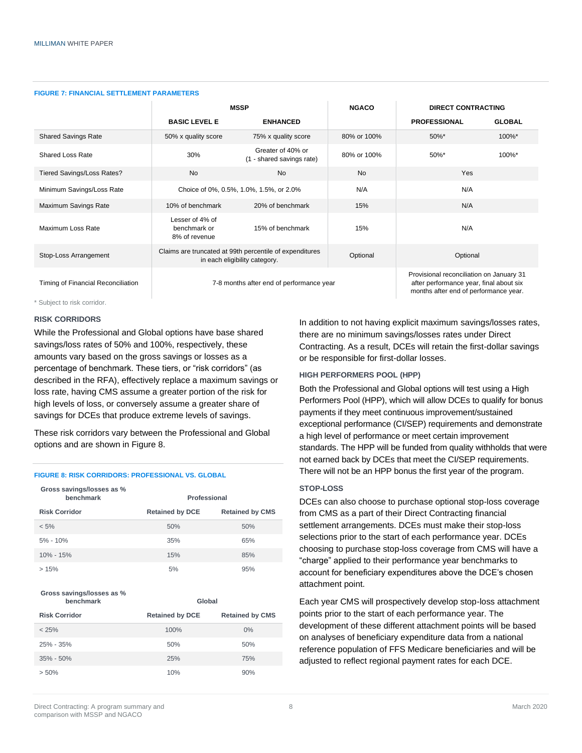**FIGURE 7: FINANCIAL SETTLEMENT PARAMETERS**

| | MSSP | | NGACO | DIRECT CONTRACTING | |
|---|---|---|---|---|---|
| | BASIC LEVEL E | ENHANCED | | PROFESSIONAL | GLOBAL |
| Shared Savings Rate | 50% x quality score | 75% x quality score | 80% or 100% | 50%* | 100%* |
| Shared Loss Rate | 30% | Greater of 40% or (1 - shared savings rate) | 80% or 100% | 50%* | 100%* |
| Tiered Savings/Loss Rates? | No | No | No | Yes | |
| Minimum Savings/Loss Rate | Choice of 0%, 0.5%, 1.0%, 1.5%, or 2.0% | | N/A | N/A | |
| Maximum Savings Rate | 10% of benchmark | 20% of benchmark | 15% | N/A | |
| Maximum Loss Rate | Lesser of 4% of benchmark or 8% of revenue | 15% of benchmark | 15% | N/A | |
| Stop-Loss Arrangement | Claims are truncated at 99th percentile of expenditures in each eligibility category. | | Optional | Optional | |
| Timing of Financial Reconciliation | 7-8 months after end of performance year | | | Provisional reconciliation on January 31 after performance year, final about six months after end of performance year. | |

\* Subject to risk corridor.

### RISK CORRIDORS

While the Professional and Global options have base shared savings/loss rates of 50% and 100%, respectively, these amounts vary based on the gross savings or losses as a percentage of benchmark. These tiers, or "risk corridors" (as described in the RFA), effectively replace a maximum savings or loss rate, having CMS assume a greater portion of the risk for high levels of loss, or conversely assume a greater share of savings for DCEs that produce extreme levels of savings.

These risk corridors vary between the Professional and Global options and are shown in Figure 8.

**FIGURE 8: RISK CORRIDORS: PROFESSIONAL VS. GLOBAL**

| Gross savings/losses as % benchmark | Professional | |
|---|---|---|
| Risk Corridor | Retained by DCE | Retained by CMS |
| < 5% | 50% | 50% |
| 5% - 10% | 35% | 65% |
| 10% - 15% | 15% | 85% |
| > 15% | 5% | 95% |

| Gross savings/losses as % benchmark | Global | |
|---|---|---|
| Risk Corridor | Retained by DCE | Retained by CMS |
| < 25% | 100% | 0% |
| 25% - 35% | 50% | 50% |
| 35% - 50% | 25% | 75% |
| > 50% | 10% | 90% |

In addition to not having explicit maximum savings/losses rates, there are no minimum savings/losses rates under Direct Contracting. As a result, DCEs will retain the first-dollar savings or be responsible for first-dollar losses.

### HIGH PERFORMERS POOL (HPP)

Both the Professional and Global options will test using a High Performers Pool (HPP), which will allow DCEs to qualify for bonus payments if they meet continuous improvement/sustained exceptional performance (CI/SEP) requirements and demonstrate a high level of performance or meet certain improvement standards. The HPP will be funded from quality withholds that were not earned back by DCEs that meet the CI/SEP requirements. There will not be an HPP bonus the first year of the program.

### STOP-LOSS

DCEs can also choose to purchase optional stop-loss coverage from CMS as a part of their Direct Contracting financial settlement arrangements. DCEs must make their stop-loss selections prior to the start of each performance year. DCEs choosing to purchase stop-loss coverage from CMS will have a "charge" applied to their performance year benchmarks to account for beneficiary expenditures above the DCE's chosen attachment point.

Each year CMS will prospectively develop stop-loss attachment points prior to the start of each performance year. The development of these different attachment points will be based on analyses of beneficiary expenditure data from a national reference population of FFS Medicare beneficiaries and will be adjusted to reflect regional payment rates for each DCE.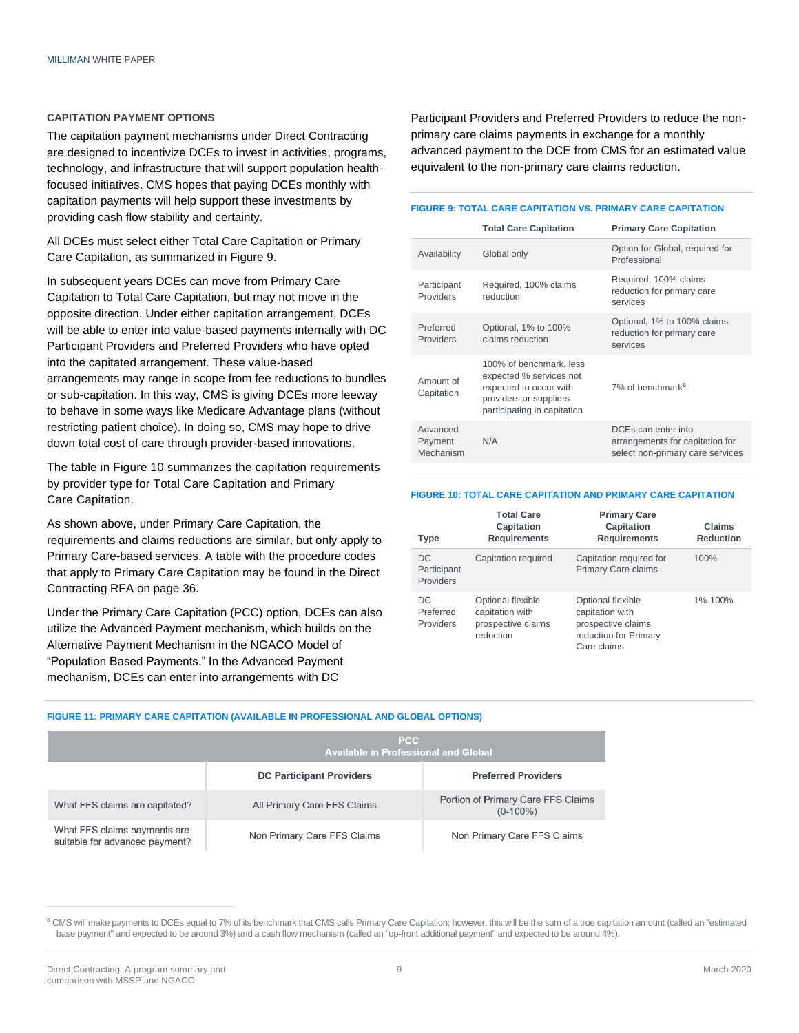### CAPITATION PAYMENT OPTIONS

The capitation payment mechanisms under Direct Contracting are designed to incentivize DCEs to invest in activities, programs, technology, and infrastructure that will support population health-focused initiatives. CMS hopes that paying DCEs monthly with capitation payments will help support these investments by providing cash flow stability and certainty.

All DCEs must select either Total Care Capitation or Primary Care Capitation, as summarized in Figure 9.

In subsequent years DCEs can move from Primary Care Capitation to Total Care Capitation, but may not move in the opposite direction. Under either capitation arrangement, DCEs will be able to enter into value-based payments internally with DC Participant Providers and Preferred Providers who have opted into the capitated arrangement. These value-based arrangements may range in scope from fee reductions to bundles or sub-capitation. In this way, CMS is giving DCEs more leeway to behave in some ways like Medicare Advantage plans (without restricting patient choice). In doing so, CMS may hope to drive down total cost of care through provider-based innovations.

The table in Figure 10 summarizes the capitation requirements by provider type for Total Care Capitation and Primary Care Capitation.

As shown above, under Primary Care Capitation, the requirements and claims reductions are similar, but only apply to Primary Care-based services. A table with the procedure codes that apply to Primary Care Capitation may be found in the Direct Contracting RFA on page 36.

Under the Primary Care Capitation (PCC) option, DCEs can also utilize the Advanced Payment mechanism, which builds on the Alternative Payment Mechanism in the NGACO Model of "Population Based Payments." In the Advanced Payment mechanism, DCEs can enter into arrangements with DC Participant Providers and Preferred Providers to reduce the non-primary care claims payments in exchange for a monthly advanced payment to the DCE from CMS for an estimated value equivalent to the non-primary care claims reduction.

**FIGURE 9: TOTAL CARE CAPITATION VS. PRIMARY CARE CAPITATION**

| | Total Care Capitation | Primary Care Capitation |
|---|---|---|
| Availability | Global only | Option for Global, required for Professional |
| Participant Providers | Required, 100% claims reduction | Required, 100% claims reduction for primary care services |
| Preferred Providers | Optional, 1% to 100% claims reduction | Optional, 1% to 100% claims reduction for primary care services |
| Amount of Capitation | 100% of benchmark, less expected % services not expected to occur with providers or suppliers participating in capitation | 7% of benchmark[8] |
| Advanced Payment Mechanism | N/A | DCEs can enter into arrangements for capitation for select non-primary care services |

**FIGURE 10: TOTAL CARE CAPITATION AND PRIMARY CARE CAPITATION**

| Type | Total Care Capitation Requirements | Primary Care Capitation Requirements | Claims Reduction |
|---|---|---|---|
| DC Participant Providers | Capitation required | Capitation required for Primary Care claims | 100% |
| DC Preferred Providers | Optional flexible capitation with prospective claims reduction | Optional flexible capitation with prospective claims reduction for Primary Care claims | 1%-100% |

**FIGURE 11: PRIMARY CARE CAPITATION (AVAILABLE IN PROFESSIONAL AND GLOBAL OPTIONS)**

| | PCC Available in Professional and Global | |
|---|---|---|
| | **DC Participant Providers** | **Preferred Providers** |
| What FFS claims are capitated? | All Primary Care FFS Claims | Portion of Primary Care FFS Claims (0-100%) |
| What FFS claims payments are suitable for advanced payment? | Non Primary Care FFS Claims | Non Primary Care FFS Claims |

[8] CMS will make payments to DCEs equal to 7% of its benchmark that CMS calls Primary Care Capitation; however, this will be the sum of a true capitation amount (called an "estimated base payment" and expected to be around 3%) and a cash flow mechanism (called an "up-front additional payment" and expected to be around 4%).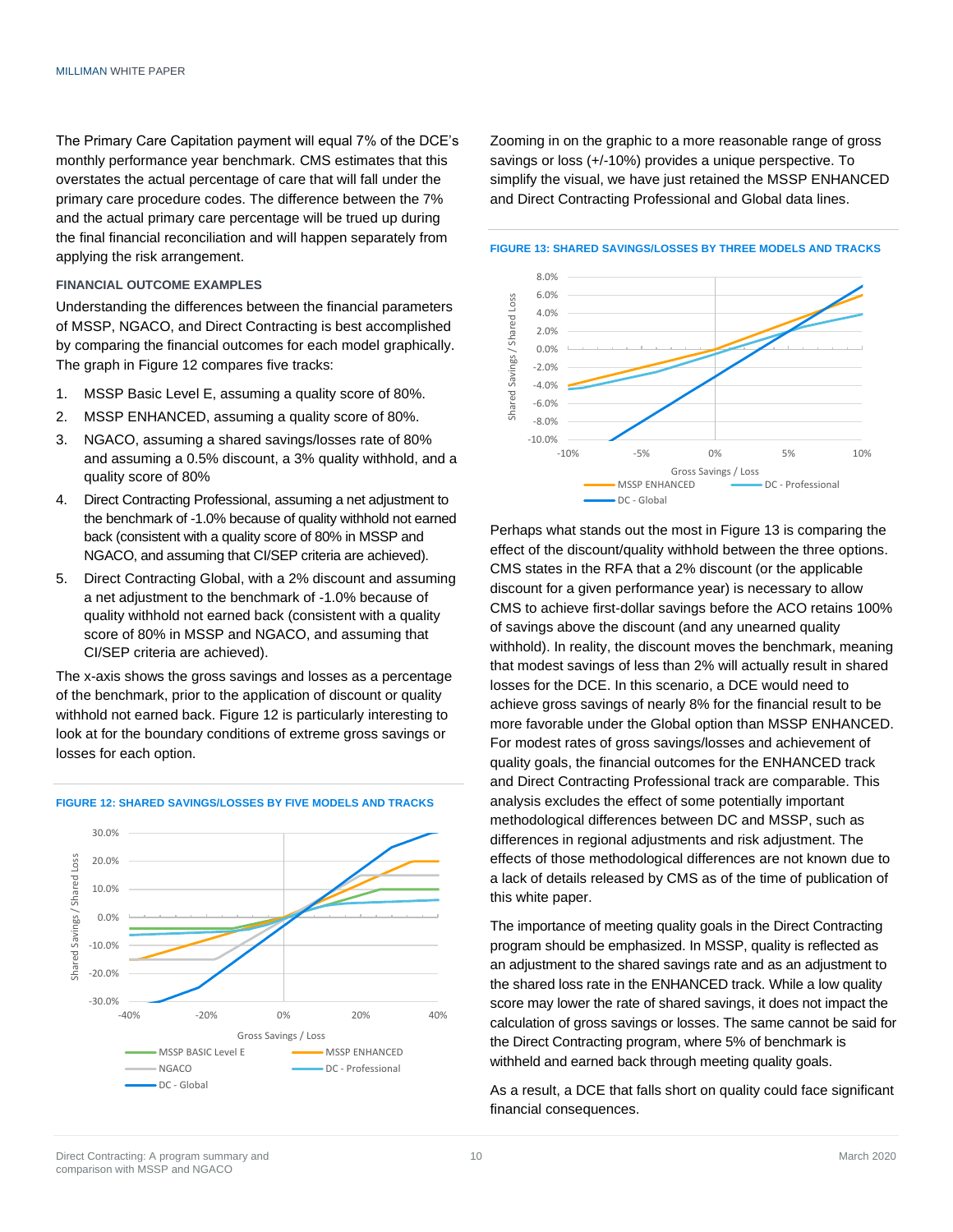The Primary Care Capitation payment will equal 7% of the DCE's monthly performance year benchmark. CMS estimates that this overstates the actual percentage of care that will fall under the primary care procedure codes. The difference between the 7% and the actual primary care percentage will be trued up during the final financial reconciliation and will happen separately from applying the risk arrangement.

### FINANCIAL OUTCOME EXAMPLES

Understanding the differences between the financial parameters of MSSP, NGACO, and Direct Contracting is best accomplished by comparing the financial outcomes for each model graphically. The graph in Figure 12 compares five tracks:

1. MSSP Basic Level E, assuming a quality score of 80%.
2. MSSP ENHANCED, assuming a quality score of 80%.
3. NGACO, assuming a shared savings/losses rate of 80% and assuming a 0.5% discount, a 3% quality withhold, and a quality score of 80%
4. Direct Contracting Professional, assuming a net adjustment to the benchmark of -1.0% because of quality withhold not earned back (consistent with a quality score of 80% in MSSP and NGACO, and assuming that CI/SEP criteria are achieved).
5. Direct Contracting Global, with a 2% discount and assuming a net adjustment to the benchmark of -1.0% because of quality withhold not earned back (consistent with a quality score of 80% in MSSP and NGACO, and assuming that CI/SEP criteria are achieved).

The x-axis shows the gross savings and losses as a percentage of the benchmark, prior to the application of discount or quality withhold not earned back. Figure 12 is particularly interesting to look at for the boundary conditions of extreme gross savings or losses for each option.

FIGURE 12: SHARED SAVINGS/LOSSES BY FIVE MODELS AND TRACKS

Zooming in on the graphic to a more reasonable range of gross savings or loss (+/-10%) provides a unique perspective. To simplify the visual, we have just retained the MSSP ENHANCED and Direct Contracting Professional and Global data lines.

FIGURE 13: SHARED SAVINGS/LOSSES BY THREE MODELS AND TRACKS

Perhaps what stands out the most in Figure 13 is comparing the effect of the discount/quality withhold between the three options. CMS states in the RFA that a 2% discount (or the applicable discount for a given performance year) is necessary to allow CMS to achieve first-dollar savings before the ACO retains 100% of savings above the discount (and any unearned quality withhold). In reality, the discount moves the benchmark, meaning that modest savings of less than 2% will actually result in shared losses for the DCE. In this scenario, a DCE would need to achieve gross savings of nearly 8% for the financial result to be more favorable under the Global option than MSSP ENHANCED. For modest rates of gross savings/losses and achievement of quality goals, the financial outcomes for the ENHANCED track and Direct Contracting Professional track are comparable. This analysis excludes the effect of some potentially important methodological differences between DC and MSSP, such as differences in regional adjustments and risk adjustment. The effects of those methodological differences are not known due to a lack of details released by CMS as of the time of publication of this white paper.

The importance of meeting quality goals in the Direct Contracting program should be emphasized. In MSSP, quality is reflected as an adjustment to the shared savings rate and as an adjustment to the shared loss rate in the ENHANCED track. While a low quality score may lower the rate of shared savings, it does not impact the calculation of gross savings or losses. The same cannot be said for the Direct Contracting program, where 5% of benchmark is withheld and earned back through meeting quality goals.

As a result, a DCE that falls short on quality could face significant financial consequences.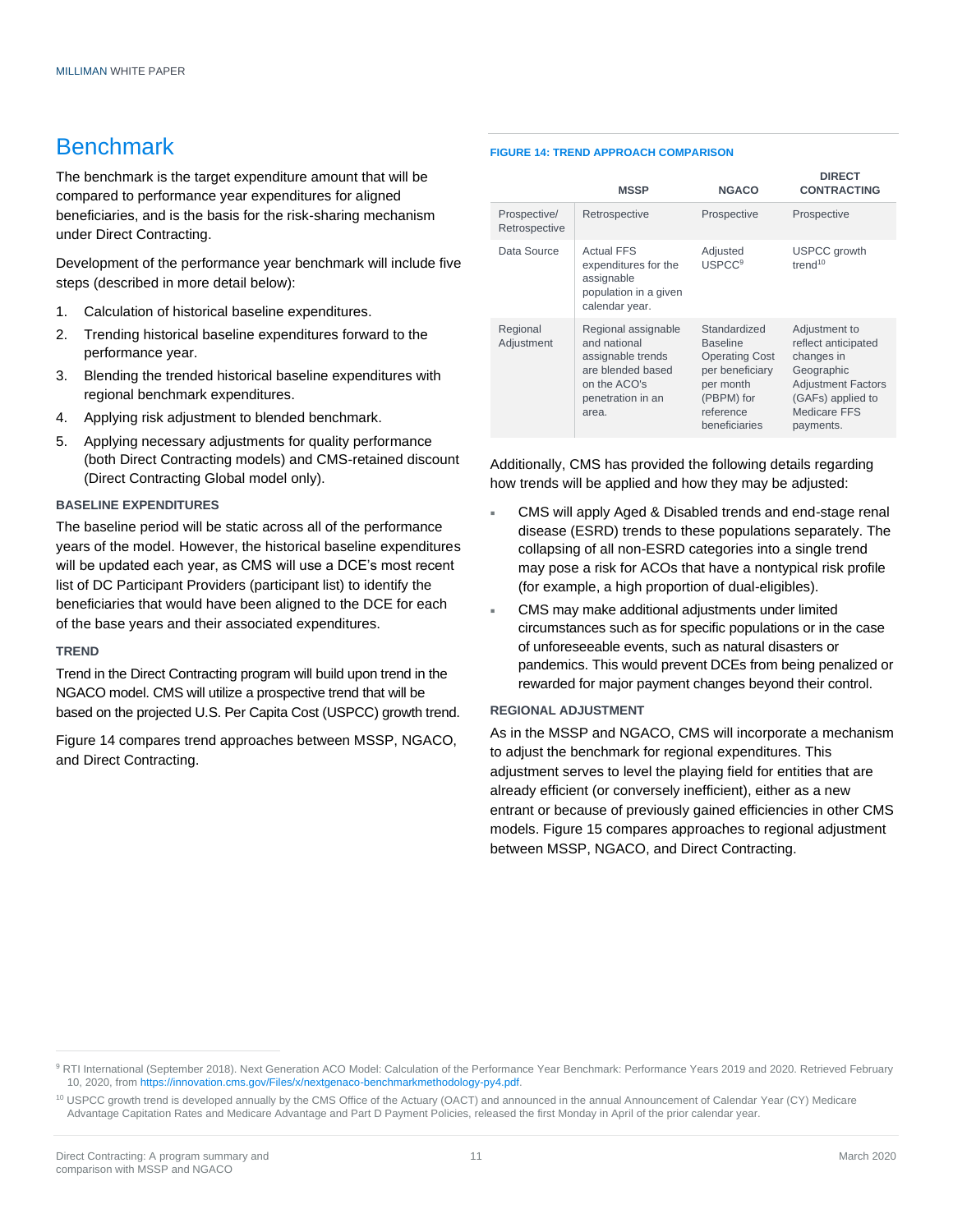## Benchmark

The benchmark is the target expenditure amount that will be compared to performance year expenditures for aligned beneficiaries, and is the basis for the risk-sharing mechanism under Direct Contracting.

Development of the performance year benchmark will include five steps (described in more detail below):

1. Calculation of historical baseline expenditures.
2. Trending historical baseline expenditures forward to the performance year.
3. Blending the trended historical baseline expenditures with regional benchmark expenditures.
4. Applying risk adjustment to blended benchmark.
5. Applying necessary adjustments for quality performance (both Direct Contracting models) and CMS-retained discount (Direct Contracting Global model only).

### BASELINE EXPENDITURES

The baseline period will be static across all of the performance years of the model. However, the historical baseline expenditures will be updated each year, as CMS will use a DCE's most recent list of DC Participant Providers (participant list) to identify the beneficiaries that would have been aligned to the DCE for each of the base years and their associated expenditures.

### TREND

Trend in the Direct Contracting program will build upon trend in the NGACO model. CMS will utilize a prospective trend that will be based on the projected U.S. Per Capita Cost (USPCC) growth trend.

Figure 14 compares trend approaches between MSSP, NGACO, and Direct Contracting.

**FIGURE 14: TREND APPROACH COMPARISON**

| | MSSP | NGACO | DIRECT CONTRACTING |
|---|---|---|---|
| Prospective/ Retrospective | Retrospective | Prospective | Prospective |
| Data Source | Actual FFS expenditures for the assignable population in a given calendar year. | Adjusted USPCC[9] | USPCC growth trend[10] |
| Regional Adjustment | Regional assignable and national assignable trends are blended based on the ACO's penetration in an area. | Standardized Baseline Operating Cost per beneficiary per month (PBPM) for reference beneficiaries | Adjustment to reflect anticipated changes in Geographic Adjustment Factors (GAFs) applied to Medicare FFS payments. |

Additionally, CMS has provided the following details regarding how trends will be applied and how they may be adjusted:

- CMS will apply Aged & Disabled trends and end-stage renal disease (ESRD) trends to these populations separately. The collapsing of all non-ESRD categories into a single trend may pose a risk for ACOs that have a nontypical risk profile (for example, a high proportion of dual-eligibles).
- CMS may make additional adjustments under limited circumstances such as for specific populations or in the case of unforeseeable events, such as natural disasters or pandemics. This would prevent DCEs from being penalized or rewarded for major payment changes beyond their control.

### REGIONAL ADJUSTMENT

As in the MSSP and NGACO, CMS will incorporate a mechanism to adjust the benchmark for regional expenditures. This adjustment serves to level the playing field for entities that are already efficient (or conversely inefficient), either as a new entrant or because of previously gained efficiencies in other CMS models. Figure 15 compares approaches to regional adjustment between MSSP, NGACO, and Direct Contracting.

---

[9] RTI International (September 2018). Next Generation ACO Model: Calculation of the Performance Year Benchmark: Performance Years 2019 and 2020. Retrieved February 10, 2020, from https://innovation.cms.gov/Files/x/nextgenaco-benchmarkmethodology-py4.pdf.

[10] USPCC growth trend is developed annually by the CMS Office of the Actuary (OACT) and announced in the annual Announcement of Calendar Year (CY) Medicare Advantage Capitation Rates and Medicare Advantage and Part D Payment Policies, released the first Monday in April of the prior calendar year.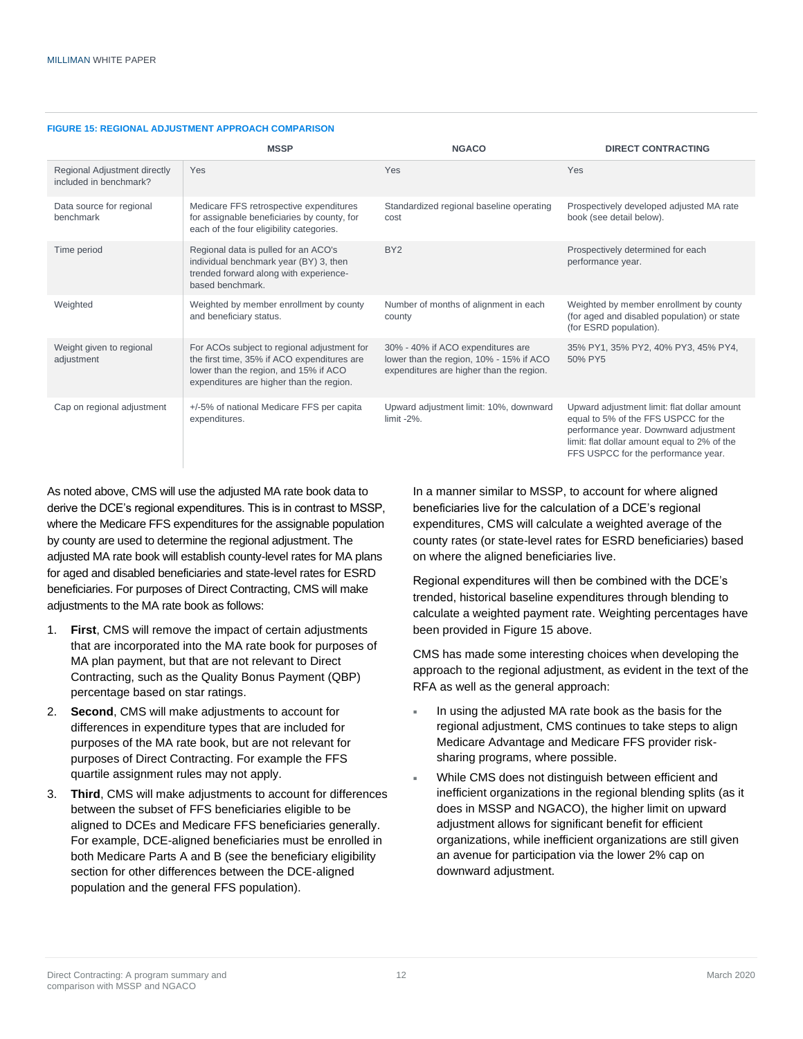**FIGURE 15: REGIONAL ADJUSTMENT APPROACH COMPARISON**

| | MSSP | NGACO | DIRECT CONTRACTING |
|---|---|---|---|
| Regional Adjustment directly included in benchmark? | Yes | Yes | Yes |
| Data source for regional benchmark | Medicare FFS retrospective expenditures for assignable beneficiaries by county, for each of the four eligibility categories. | Standardized regional baseline operating cost | Prospectively developed adjusted MA rate book (see detail below). |
| Time period | Regional data is pulled for an ACO's individual benchmark year (BY) 3, then trended forward along with experience-based benchmark. | BY2 | Prospectively determined for each performance year. |
| Weighted | Weighted by member enrollment by county and beneficiary status. | Number of months of alignment in each county | Weighted by member enrollment by county (for aged and disabled population) or state (for ESRD population). |
| Weight given to regional adjustment | For ACOs subject to regional adjustment for the first time, 35% if ACO expenditures are lower than the region, and 15% if ACO expenditures are higher than the region. | 30% - 40% if ACO expenditures are lower than the region, 10% - 15% if ACO expenditures are higher than the region. | 35% PY1, 35% PY2, 40% PY3, 45% PY4, 50% PY5 |
| Cap on regional adjustment | +/-5% of national Medicare FFS per capita expenditures. | Upward adjustment limit: 10%, downward limit -2%. | Upward adjustment limit: flat dollar amount equal to 5% of the FFS USPCC for the performance year. Downward adjustment limit: flat dollar amount equal to 2% of the FFS USPCC for the performance year. |

As noted above, CMS will use the adjusted MA rate book data to derive the DCE's regional expenditures. This is in contrast to MSSP, where the Medicare FFS expenditures for the assignable population by county are used to determine the regional adjustment. The adjusted MA rate book will establish county-level rates for MA plans for aged and disabled beneficiaries and state-level rates for ESRD beneficiaries. For purposes of Direct Contracting, CMS will make adjustments to the MA rate book as follows:

1. **First**, CMS will remove the impact of certain adjustments that are incorporated into the MA rate book for purposes of MA plan payment, but that are not relevant to Direct Contracting, such as the Quality Bonus Payment (QBP) percentage based on star ratings.
2. **Second**, CMS will make adjustments to account for differences in expenditure types that are included for purposes of the MA rate book, but are not relevant for purposes of Direct Contracting. For example the FFS quartile assignment rules may not apply.
3. **Third**, CMS will make adjustments to account for differences between the subset of FFS beneficiaries eligible to be aligned to DCEs and Medicare FFS beneficiaries generally. For example, DCE-aligned beneficiaries must be enrolled in both Medicare Parts A and B (see the beneficiary eligibility section for other differences between the DCE-aligned population and the general FFS population).

In a manner similar to MSSP, to account for where aligned beneficiaries live for the calculation of a DCE's regional expenditures, CMS will calculate a weighted average of the county rates (or state-level rates for ESRD beneficiaries) based on where the aligned beneficiaries live.

Regional expenditures will then be combined with the DCE's trended, historical baseline expenditures through blending to calculate a weighted payment rate. Weighting percentages have been provided in Figure 15 above.

CMS has made some interesting choices when developing the approach to the regional adjustment, as evident in the text of the RFA as well as the general approach:

- In using the adjusted MA rate book as the basis for the regional adjustment, CMS continues to take steps to align Medicare Advantage and Medicare FFS provider risk-sharing programs, where possible.
- While CMS does not distinguish between efficient and inefficient organizations in the regional blending splits (as it does in MSSP and NGACO), the higher limit on upward adjustment allows for significant benefit for efficient organizations, while inefficient organizations are still given an avenue for participation via the lower 2% cap on downward adjustment.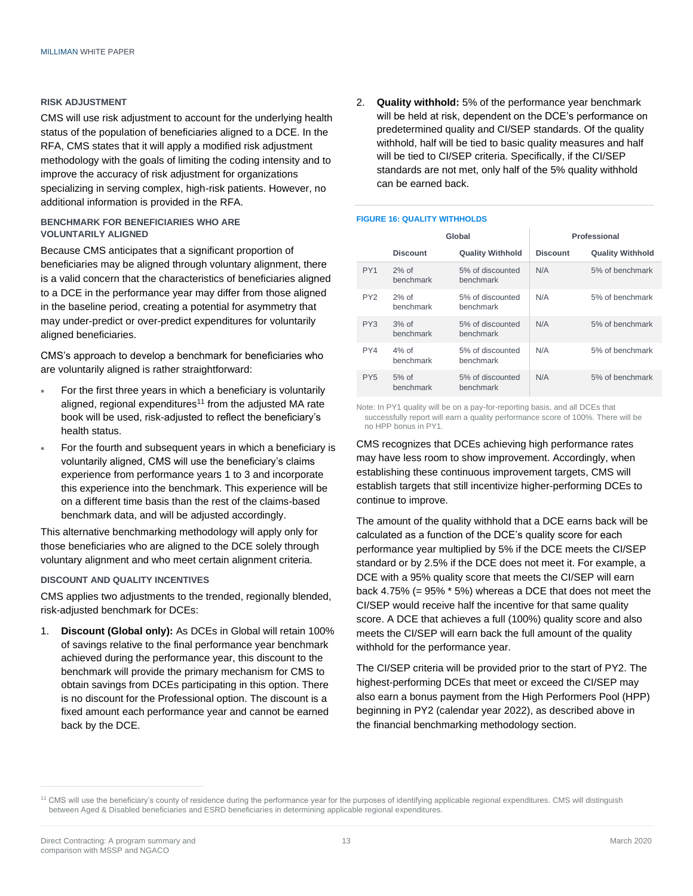### RISK ADJUSTMENT

CMS will use risk adjustment to account for the underlying health status of the population of beneficiaries aligned to a DCE. In the RFA, CMS states that it will apply a modified risk adjustment methodology with the goals of limiting the coding intensity and to improve the accuracy of risk adjustment for organizations specializing in serving complex, high-risk patients. However, no additional information is provided in the RFA.

### BENCHMARK FOR BENEFICIARIES WHO ARE VOLUNTARILY ALIGNED

Because CMS anticipates that a significant proportion of beneficiaries may be aligned through voluntary alignment, there is a valid concern that the characteristics of beneficiaries aligned to a DCE in the performance year may differ from those aligned in the baseline period, creating a potential for asymmetry that may under-predict or over-predict expenditures for voluntarily aligned beneficiaries.

CMS's approach to develop a benchmark for beneficiaries who are voluntarily aligned is rather straightforward:

- For the first three years in which a beneficiary is voluntarily aligned, regional expenditures[11] from the adjusted MA rate book will be used, risk-adjusted to reflect the beneficiary's health status.
- For the fourth and subsequent years in which a beneficiary is voluntarily aligned, CMS will use the beneficiary's claims experience from performance years 1 to 3 and incorporate this experience into the benchmark. This experience will be on a different time basis than the rest of the claims-based benchmark data, and will be adjusted accordingly.

This alternative benchmarking methodology will apply only for those beneficiaries who are aligned to the DCE solely through voluntary alignment and who meet certain alignment criteria.

### DISCOUNT AND QUALITY INCENTIVES

CMS applies two adjustments to the trended, regionally blended, risk-adjusted benchmark for DCEs:

1. **Discount (Global only):** As DCEs in Global will retain 100% of savings relative to the final performance year benchmark achieved during the performance year, this discount to the benchmark will provide the primary mechanism for CMS to obtain savings from DCEs participating in this option. There is no discount for the Professional option. The discount is a fixed amount each performance year and cannot be earned back by the DCE.
2. **Quality withhold:** 5% of the performance year benchmark will be held at risk, dependent on the DCE's performance on predetermined quality and CI/SEP standards. Of the quality withhold, half will be tied to basic quality measures and half will be tied to CI/SEP criteria. Specifically, if the CI/SEP standards are not met, only half of the 5% quality withhold can be earned back.

FIGURE 16: QUALITY WITHHOLDS

| | Global | | Professional | |
|---|---|---|---|---|
| | Discount | Quality Withhold | Discount | Quality Withhold |
| PY1 | 2% of benchmark | 5% of discounted benchmark | N/A | 5% of benchmark |
| PY2 | 2% of benchmark | 5% of discounted benchmark | N/A | 5% of benchmark |
| PY3 | 3% of benchmark | 5% of discounted benchmark | N/A | 5% of benchmark |
| PY4 | 4% of benchmark | 5% of discounted benchmark | N/A | 5% of benchmark |
| PY5 | 5% of benchmark | 5% of discounted benchmark | N/A | 5% of benchmark |

Note: In PY1 quality will be on a pay-for-reporting basis, and all DCEs that successfully report will earn a quality performance score of 100%. There will be no HPP bonus in PY1.

CMS recognizes that DCEs achieving high performance rates may have less room to show improvement. Accordingly, when establishing these continuous improvement targets, CMS will establish targets that still incentivize higher-performing DCEs to continue to improve.

The amount of the quality withhold that a DCE earns back will be calculated as a function of the DCE's quality score for each performance year multiplied by 5% if the DCE meets the CI/SEP standard or by 2.5% if the DCE does not meet it. For example, a DCE with a 95% quality score that meets the CI/SEP will earn back 4.75% (= 95% * 5%) whereas a DCE that does not meet the CI/SEP would receive half the incentive for that same quality score. A DCE that achieves a full (100%) quality score and also meets the CI/SEP will earn back the full amount of the quality withhold for the performance year.

The CI/SEP criteria will be provided prior to the start of PY2. The highest-performing DCEs that meet or exceed the CI/SEP may also earn a bonus payment from the High Performers Pool (HPP) beginning in PY2 (calendar year 2022), as described above in the financial benchmarking methodology section.

[11] CMS will use the beneficiary's county of residence during the performance year for the purposes of identifying applicable regional expenditures. CMS will distinguish between Aged & Disabled beneficiaries and ESRD beneficiaries in determining applicable regional expenditures.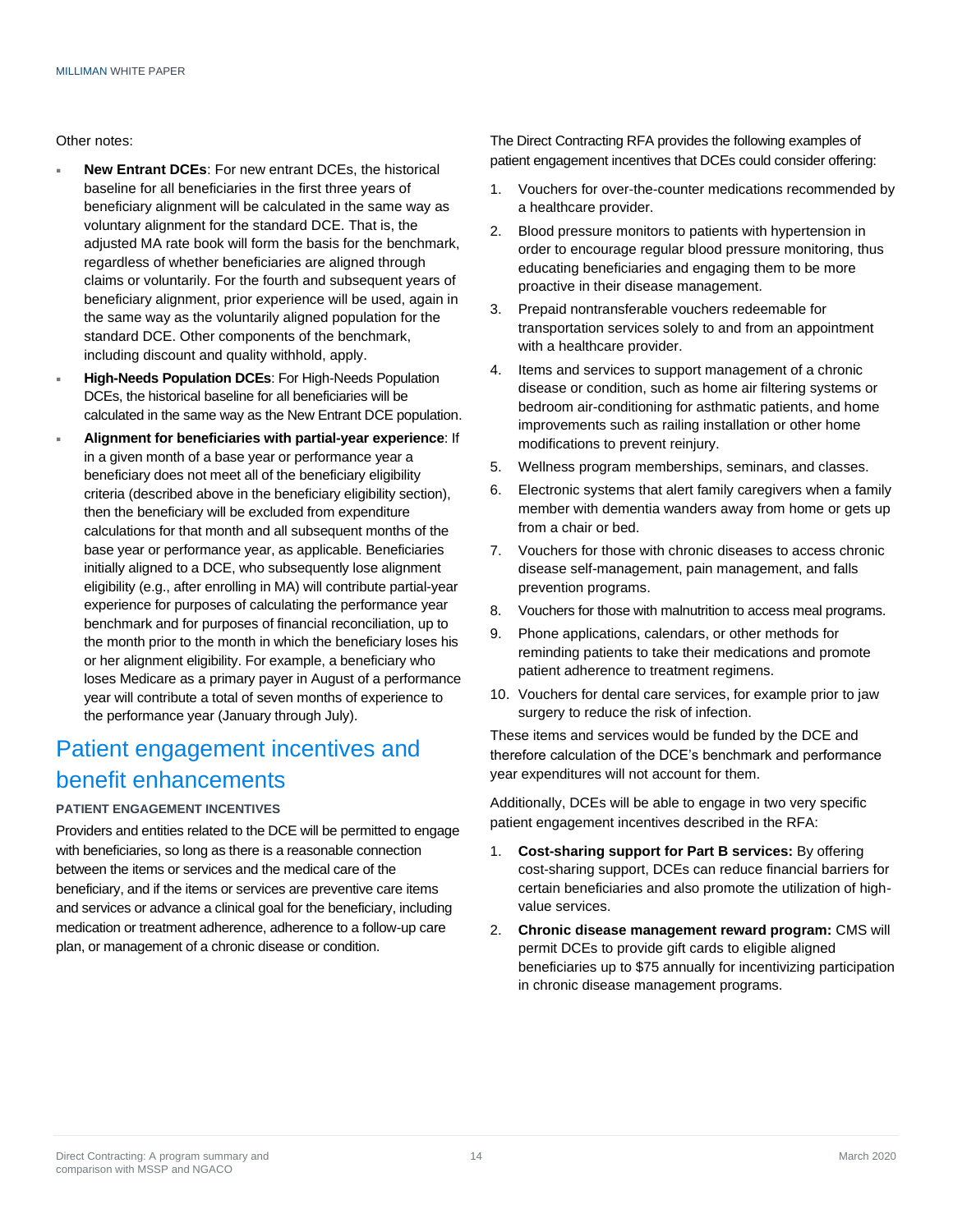Other notes:

- **New Entrant DCEs**: For new entrant DCEs, the historical baseline for all beneficiaries in the first three years of beneficiary alignment will be calculated in the same way as voluntary alignment for the standard DCE. That is, the adjusted MA rate book will form the basis for the benchmark, regardless of whether beneficiaries are aligned through claims or voluntarily. For the fourth and subsequent years of beneficiary alignment, prior experience will be used, again in the same way as the voluntarily aligned population for the standard DCE. Other components of the benchmark, including discount and quality withhold, apply.
- **High-Needs Population DCEs**: For High-Needs Population DCEs, the historical baseline for all beneficiaries will be calculated in the same way as the New Entrant DCE population.
- **Alignment for beneficiaries with partial-year experience**: If in a given month of a base year or performance year a beneficiary does not meet all of the beneficiary eligibility criteria (described above in the beneficiary eligibility section), then the beneficiary will be excluded from expenditure calculations for that month and all subsequent months of the base year or performance year, as applicable. Beneficiaries initially aligned to a DCE, who subsequently lose alignment eligibility (e.g., after enrolling in MA) will contribute partial-year experience for purposes of calculating the performance year benchmark and for purposes of financial reconciliation, up to the month prior to the month in which the beneficiary loses his or her alignment eligibility. For example, a beneficiary who loses Medicare as a primary payer in August of a performance year will contribute a total of seven months of experience to the performance year (January through July).

# Patient engagement incentives and benefit enhancements

### PATIENT ENGAGEMENT INCENTIVES

Providers and entities related to the DCE will be permitted to engage with beneficiaries, so long as there is a reasonable connection between the items or services and the medical care of the beneficiary, and if the items or services are preventive care items and services or advance a clinical goal for the beneficiary, including medication or treatment adherence, adherence to a follow-up care plan, or management of a chronic disease or condition.

The Direct Contracting RFA provides the following examples of patient engagement incentives that DCEs could consider offering:

1. Vouchers for over-the-counter medications recommended by a healthcare provider.
2. Blood pressure monitors to patients with hypertension in order to encourage regular blood pressure monitoring, thus educating beneficiaries and engaging them to be more proactive in their disease management.
3. Prepaid nontransferable vouchers redeemable for transportation services solely to and from an appointment with a healthcare provider.
4. Items and services to support management of a chronic disease or condition, such as home air filtering systems or bedroom air-conditioning for asthmatic patients, and home improvements such as railing installation or other home modifications to prevent reinjury.
5. Wellness program memberships, seminars, and classes.
6. Electronic systems that alert family caregivers when a family member with dementia wanders away from home or gets up from a chair or bed.
7. Vouchers for those with chronic diseases to access chronic disease self-management, pain management, and falls prevention programs.
8. Vouchers for those with malnutrition to access meal programs.
9. Phone applications, calendars, or other methods for reminding patients to take their medications and promote patient adherence to treatment regimens.
10. Vouchers for dental care services, for example prior to jaw surgery to reduce the risk of infection.

These items and services would be funded by the DCE and therefore calculation of the DCE's benchmark and performance year expenditures will not account for them.

Additionally, DCEs will be able to engage in two very specific patient engagement incentives described in the RFA:

1. **Cost-sharing support for Part B services:** By offering cost-sharing support, DCEs can reduce financial barriers for certain beneficiaries and also promote the utilization of high-value services.
2. **Chronic disease management reward program:** CMS will permit DCEs to provide gift cards to eligible aligned beneficiaries up to $75 annually for incentivizing participation in chronic disease management programs.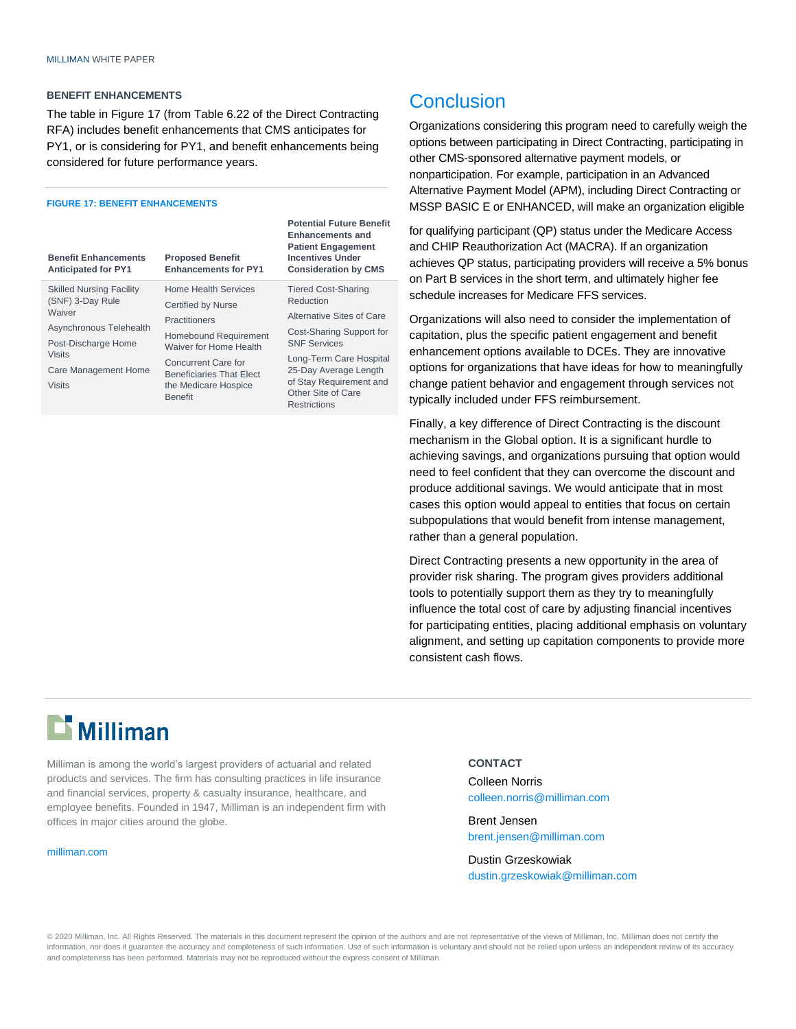### BENEFIT ENHANCEMENTS

The table in Figure 17 (from Table 6.22 of the Direct Contracting RFA) includes benefit enhancements that CMS anticipates for PY1, or is considering for PY1, and benefit enhancements being considered for future performance years.

**FIGURE 17: BENEFIT ENHANCEMENTS**

| Benefit Enhancements Anticipated for PY1 | Proposed Benefit Enhancements for PY1 | Potential Future Benefit Enhancements and Patient Engagement Incentives Under Consideration by CMS |
|---|---|---|
| Skilled Nursing Facility (SNF) 3-Day Rule Waiver | Home Health Services Certified by Nurse Practitioners | Tiered Cost-Sharing Reduction |
| Asynchronous Telehealth | Homebound Requirement Waiver for Home Health | Alternative Sites of Care |
| Post-Discharge Home Visits | Concurrent Care for Beneficiaries That Elect the Medicare Hospice Benefit | Cost-Sharing Support for SNF Services |
| Care Management Home Visits | | Long-Term Care Hospital 25-Day Average Length of Stay Requirement and Other Site of Care Restrictions |

# Conclusion

Organizations considering this program need to carefully weigh the options between participating in Direct Contracting, participating in other CMS-sponsored alternative payment models, or nonparticipation. For example, participation in an Advanced Alternative Payment Model (APM), including Direct Contracting or MSSP BASIC E or ENHANCED, will make an organization eligible for qualifying participant (QP) status under the Medicare Access and CHIP Reauthorization Act (MACRA). If an organization achieves QP status, participating providers will receive a 5% bonus on Part B services in the short term, and ultimately higher fee schedule increases for Medicare FFS services.

Organizations will also need to consider the implementation of capitation, plus the specific patient engagement and benefit enhancement options available to DCEs. They are innovative options for organizations that have ideas for how to meaningfully change patient behavior and engagement through services not typically included under FFS reimbursement.

Finally, a key difference of Direct Contracting is the discount mechanism in the Global option. It is a significant hurdle to achieving savings, and organizations pursuing that option would need to feel confident that they can overcome the discount and produce additional savings. We would anticipate that in most cases this option would appeal to entities that focus on certain subpopulations that would benefit from intense management, rather than a general population.

Direct Contracting presents a new opportunity in the area of provider risk sharing. The program gives providers additional tools to potentially support them as they try to meaningfully influence the total cost of care by adjusting financial incentives for participating entities, placing additional emphasis on voluntary alignment, and setting up capitation components to provide more consistent cash flows.

Milliman

Milliman is among the world's largest providers of actuarial and related products and services. The firm has consulting practices in life insurance and financial services, property & casualty insurance, healthcare, and employee benefits. Founded in 1947, Milliman is an independent firm with offices in major cities around the globe.

milliman.com

**CONTACT**

Colleen Norris
colleen.norris@milliman.com

Brent Jensen
brent.jensen@milliman.com

Dustin Grzeskowiak
dustin.grzeskowiak@milliman.com

© 2020 Milliman, Inc. All Rights Reserved. The materials in this document represent the opinion of the authors and are not representative of the views of Milliman, Inc. Milliman does not certify the information, nor does it guarantee the accuracy and completeness of such information. Use of such information is voluntary and should not be relied upon unless an independent review of its accuracy and completeness has been performed. Materials may not be reproduced without the express consent of Milliman.